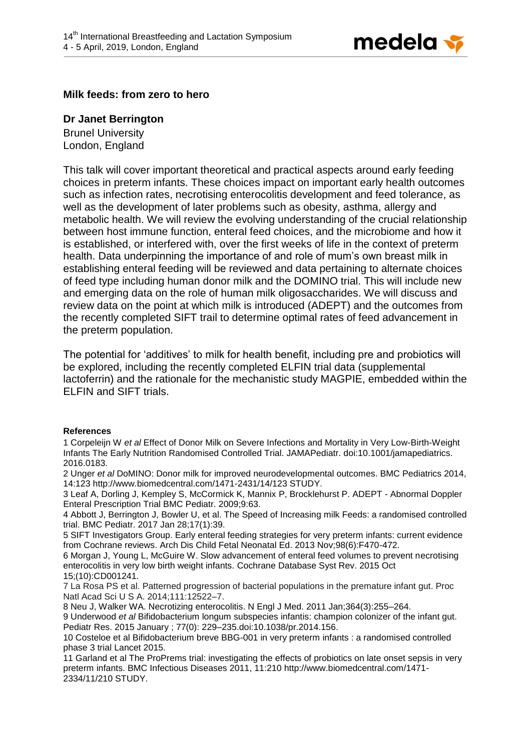## Milk feeds: from zero to hero

**Dr Janet Berrington**

Brunel University
London, England

This talk will cover important theoretical and practical aspects around early feeding choices in preterm infants. These choices impact on important early health outcomes such as infection rates, necrotising enterocolitis development and feed tolerance, as well as the development of later problems such as obesity, asthma, allergy and metabolic health. We will review the evolving understanding of the crucial relationship between host immune function, enteral feed choices, and the microbiome and how it is established, or interfered with, over the first weeks of life in the context of preterm health. Data underpinning the importance of and role of mum's own breast milk in establishing enteral feeding will be reviewed and data pertaining to alternate choices of feed type including human donor milk and the DOMINO trial. This will include new and emerging data on the role of human milk oligosaccharides. We will discuss and review data on the point at which milk is introduced (ADEPT) and the outcomes from the recently completed SIFT trail to determine optimal rates of feed advancement in the preterm population.

The potential for 'additives' to milk for health benefit, including pre and probiotics will be explored, including the recently completed ELFIN trial data (supplemental lactoferrin) and the rationale for the mechanistic study MAGPIE, embedded within the ELFIN and SIFT trials.

**References**

1 Corpeleijn W *et al* Effect of Donor Milk on Severe Infections and Mortality in Very Low-Birth-Weight Infants The Early Nutrition Randomised Controlled Trial. JAMAPediatr. doi:10.1001/jamapediatrics. 2016.0183.

2 Unger *et al* DoMINO: Donor milk for improved neurodevelopmental outcomes. BMC Pediatrics 2014, 14:123 http://www.biomedcentral.com/1471-2431/14/123 STUDY.

3 Leaf A, Dorling J, Kempley S, McCormick K, Mannix P, Brocklehurst P. ADEPT - Abnormal Doppler Enteral Prescription Trial BMC Pediatr. 2009;9:63.

4 Abbott J, Berrington J, Bowler U, et al. The Speed of Increasing milk Feeds: a randomised controlled trial. BMC Pediatr. 2017 Jan 28;17(1):39.

5 SIFT Investigators Group. Early enteral feeding strategies for very preterm infants: current evidence from Cochrane reviews. Arch Dis Child Fetal Neonatal Ed. 2013 Nov;98(6):F470-472.

6 Morgan J, Young L, McGuire W. Slow advancement of enteral feed volumes to prevent necrotising enterocolitis in very low birth weight infants. Cochrane Database Syst Rev. 2015 Oct 15;(10):CD001241.

7 La Rosa PS et al. Patterned progression of bacterial populations in the premature infant gut. Proc Natl Acad Sci U S A. 2014;111:12522–7.

8 Neu J, Walker WA. Necrotizing enterocolitis. N Engl J Med. 2011 Jan;364(3):255–264.

9 Underwood *et al* Bifidobacterium longum subspecies infantis: champion colonizer of the infant gut. Pediatr Res. 2015 January ; 77(0): 229–235.doi:10.1038/pr.2014.156.

10 Costeloe et al Bifidobacterium breve BBG-001 in very preterm infants : a randomised controlled phase 3 trial Lancet 2015.

11 Garland et al The ProPrems trial: investigating the effects of probiotics on late onset sepsis in very preterm infants. BMC Infectious Diseases 2011, 11:210 http://www.biomedcentral.com/1471-2334/11/210 STUDY.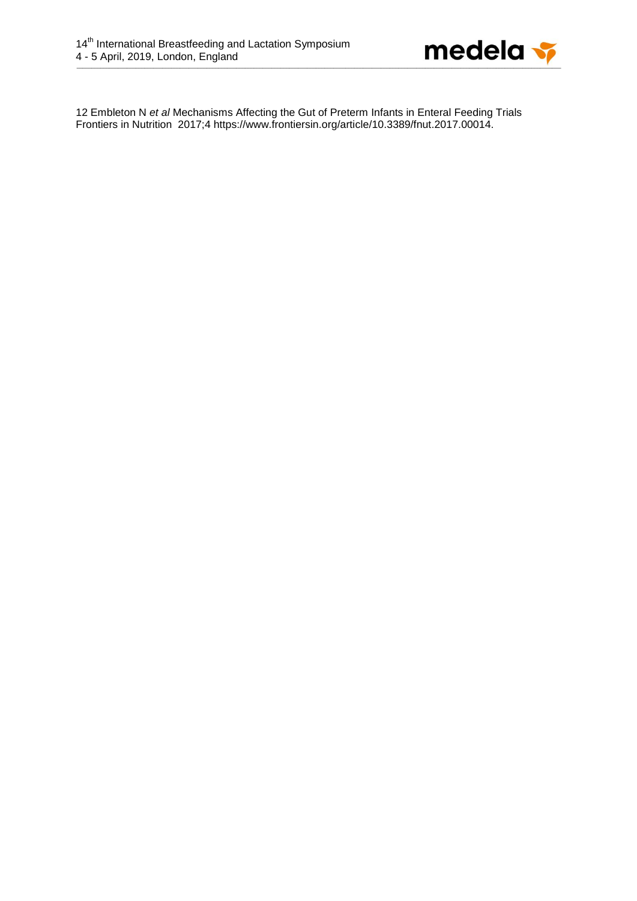12 Embleton N *et al* Mechanisms Affecting the Gut of Preterm Infants in Enteral Feeding Trials Frontiers in Nutrition 2017;4 https://www.frontiersin.org/article/10.3389/fnut.2017.00014.